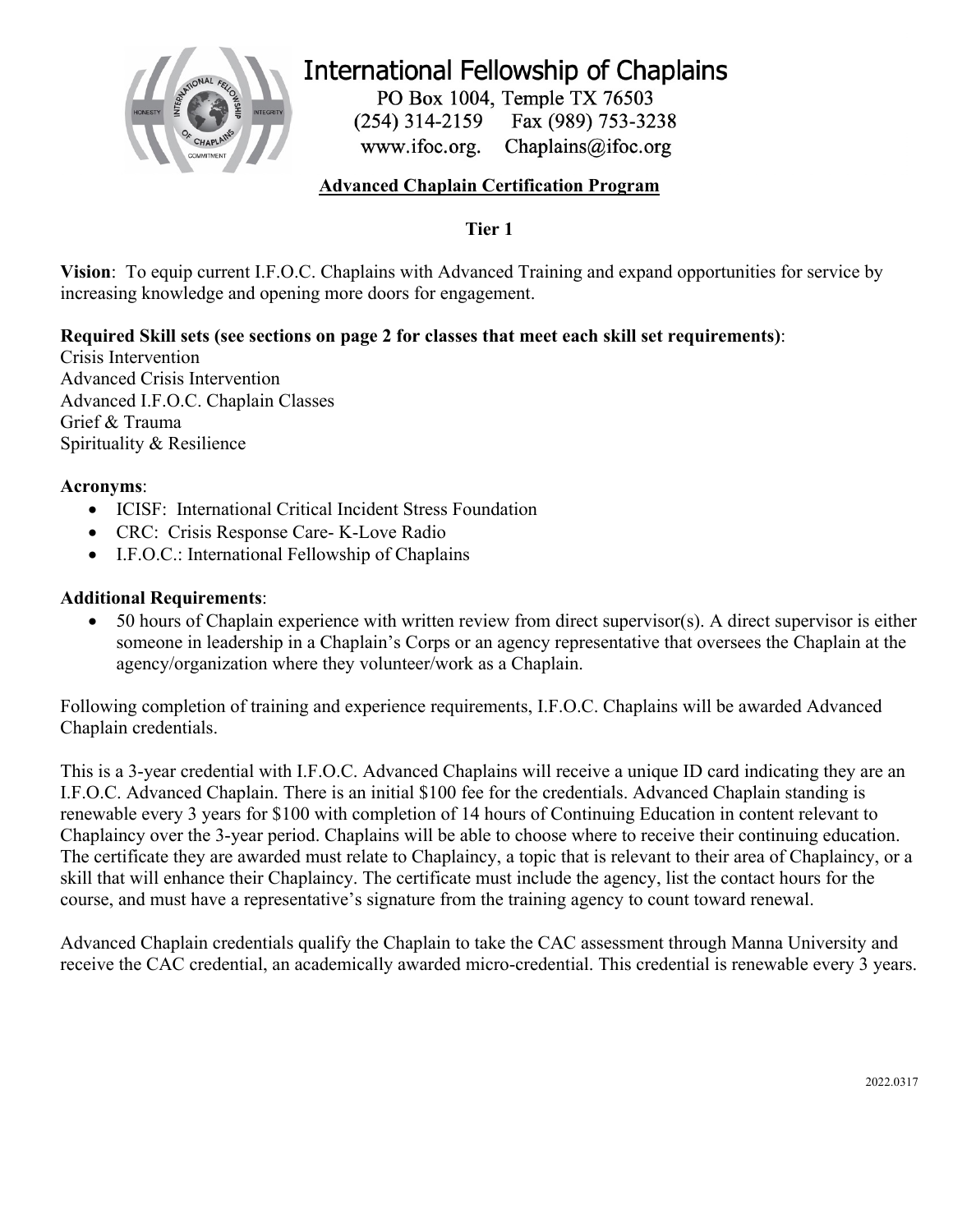# International Fellowship of Chaplains

PO Box 1004, Temple TX 76503
(254) 314-2159 Fax (989) 753-3238
www.ifoc.org. Chaplains@ifoc.org

## Advanced Chaplain Certification Program

### Tier 1

**Vision**: To equip current I.F.O.C. Chaplains with Advanced Training and expand opportunities for service by increasing knowledge and opening more doors for engagement.

**Required Skill sets (see sections on page 2 for classes that meet each skill set requirements)**:
Crisis Intervention
Advanced Crisis Intervention
Advanced I.F.O.C. Chaplain Classes
Grief & Trauma
Spirituality & Resilience

**Acronyms**:

- ICISF: International Critical Incident Stress Foundation
- CRC: Crisis Response Care- K-Love Radio
- I.F.O.C.: International Fellowship of Chaplains

**Additional Requirements**:

- 50 hours of Chaplain experience with written review from direct supervisor(s). A direct supervisor is either someone in leadership in a Chaplain's Corps or an agency representative that oversees the Chaplain at the agency/organization where they volunteer/work as a Chaplain.

Following completion of training and experience requirements, I.F.O.C. Chaplains will be awarded Advanced Chaplain credentials.

This is a 3-year credential with I.F.O.C. Advanced Chaplains will receive a unique ID card indicating they are an I.F.O.C. Advanced Chaplain. There is an initial $100 fee for the credentials. Advanced Chaplain standing is renewable every 3 years for $100 with completion of 14 hours of Continuing Education in content relevant to Chaplaincy over the 3-year period. Chaplains will be able to choose where to receive their continuing education. The certificate they are awarded must relate to Chaplaincy, a topic that is relevant to their area of Chaplaincy, or a skill that will enhance their Chaplaincy. The certificate must include the agency, list the contact hours for the course, and must have a representative's signature from the training agency to count toward renewal.

Advanced Chaplain credentials qualify the Chaplain to take the CAC assessment through Manna University and receive the CAC credential, an academically awarded micro-credential. This credential is renewable every 3 years.

2022.0317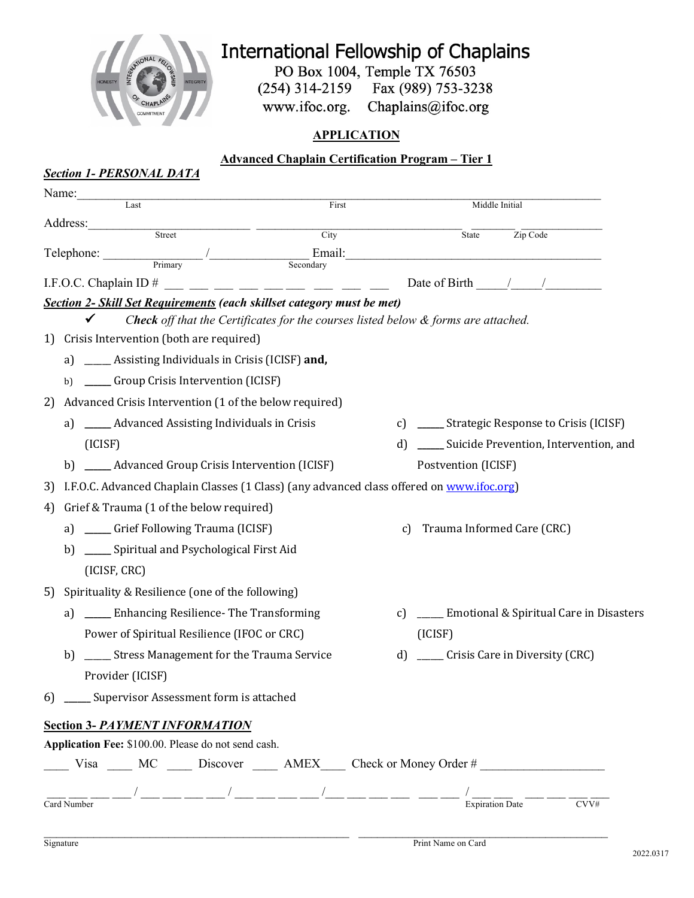# International Fellowship of Chaplains

PO Box 1004, Temple TX 76503
(254) 314-2159 Fax (989) 753-3238
www.ifoc.org. Chaplains@ifoc.org

## APPLICATION

### Advanced Chaplain Certification Program – Tier 1

***Section 1- PERSONAL DATA***

Name:______________________________________________________________________
Last / First / Middle Initial

Address:___________________________ ___________________________ _______ ___________
Street / City / State / Zip Code

Telephone: ______________ / ______________ Email:_________________________________
Primary / Secondary

I.F.O.C. Chaplain ID # ___ ___ ___ ___ ___ ___ ___ ___ ___ Date of Birth _____/_____/_________

***Section 2- Skill Set Requirements* (each skillset category must be met)**

✓ ***Check** off that the Certificates for the courses listed below & forms are attached.*

1) Crisis Intervention (both are required)
   a) _____ Assisting Individuals in Crisis (ICISF) **and,**
   b) _____ Group Crisis Intervention (ICISF)
2) Advanced Crisis Intervention (1 of the below required)
   a) _____ Advanced Assisting Individuals in Crisis (ICISF)
   b) _____ Advanced Group Crisis Intervention (ICISF)
   c) _____ Strategic Response to Crisis (ICISF)
   d) _____ Suicide Prevention, Intervention, and Postvention (ICISF)
3) I.F.O.C. Advanced Chaplain Classes (1 Class) (any advanced class offered on www.ifoc.org)
4) Grief & Trauma (1 of the below required)
   a) _____ Grief Following Trauma (ICISF)
   b) _____ Spiritual and Psychological First Aid (ICISF, CRC)
   c) Trauma Informed Care (CRC)
5) Spirituality & Resilience (one of the following)
   a) _____ Enhancing Resilience- The Transforming Power of Spiritual Resilience (IFOC or CRC)
   b) _____ Stress Management for the Trauma Service Provider (ICISF)
   c) _____ Emotional & Spiritual Care in Disasters (ICISF)
   d) _____ Crisis Care in Diversity (CRC)
6) _____ Supervisor Assessment form is attached

**Section 3- *PAYMENT INFORMATION***

**Application Fee:** $100.00. Please do not send cash.

____ Visa ____ MC ____ Discover ____ AMEX____ Check or Money Order # ____________________

___ ___ ___ ___ / ___ ___ ___ ___ / ___ ___ ___ ___ /___ ___ ___ ___ ___ ___ / ___ ___ ___ ___ ___ ___
Card Number / Expiration Date / CVV#

_______________________________________ _______________________________________
Signature / Print Name on Card

2022.0317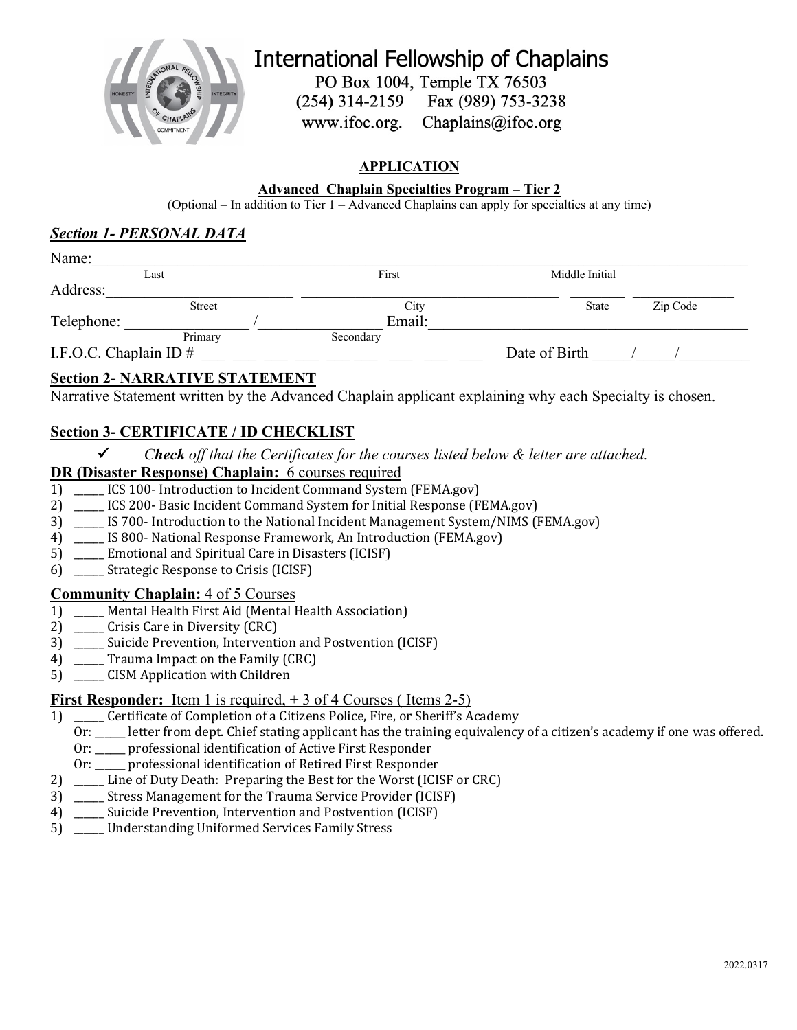# International Fellowship of Chaplains

PO Box 1004, Temple TX 76503
(254) 314-2159 Fax (989) 753-3238
www.ifoc.org. Chaplains@ifoc.org

**APPLICATION**

**Advanced Chaplain Specialties Program – Tier 2**

(Optional – In addition to Tier 1 – Advanced Chaplains can apply for specialties at any time)

## *Section 1- PERSONAL DATA*

Name: ______________________________________________________________
Last First Middle Initial

Address: ______________________ ______________________ ________ ____________
Street City State Zip Code

Telephone: ______________ / ______________ Email: ______________________________
Primary Secondary

I.F.O.C. Chaplain ID # ___ ___ ___ ___ ___ ___ ___ ___ ___ Date of Birth _____/_____/_________

## Section 2- NARRATIVE STATEMENT

Narrative Statement written by the Advanced Chaplain applicant explaining why each Specialty is chosen.

## Section 3- CERTIFICATE / ID CHECKLIST

✓ *Check off that the Certificates for the courses listed below & letter are attached.*

**DR (Disaster Response) Chaplain:** 6 courses required

1) _____ ICS 100- Introduction to Incident Command System (FEMA.gov)
2) _____ ICS 200- Basic Incident Command System for Initial Response (FEMA.gov)
3) _____ IS 700- Introduction to the National Incident Management System/NIMS (FEMA.gov)
4) _____ IS 800- National Response Framework, An Introduction (FEMA.gov)
5) _____ Emotional and Spiritual Care in Disasters (ICISF)
6) _____ Strategic Response to Crisis (ICISF)

**Community Chaplain:** 4 of 5 Courses

1) _____ Mental Health First Aid (Mental Health Association)
2) _____ Crisis Care in Diversity (CRC)
3) _____ Suicide Prevention, Intervention and Postvention (ICISF)
4) _____ Trauma Impact on the Family (CRC)
5) _____ CISM Application with Children

**First Responder:** Item 1 is required, + 3 of 4 Courses ( Items 2-5)

1) _____ Certificate of Completion of a Citizens Police, Fire, or Sheriff's Academy
   Or: _____ letter from dept. Chief stating applicant has the training equivalency of a citizen's academy if one was offered.
   Or: _____ professional identification of Active First Responder
   Or: _____ professional identification of Retired First Responder
2) _____ Line of Duty Death: Preparing the Best for the Worst (ICISF or CRC)
3) _____ Stress Management for the Trauma Service Provider (ICISF)
4) _____ Suicide Prevention, Intervention and Postvention (ICISF)
5) _____ Understanding Uniformed Services Family Stress

2022.0317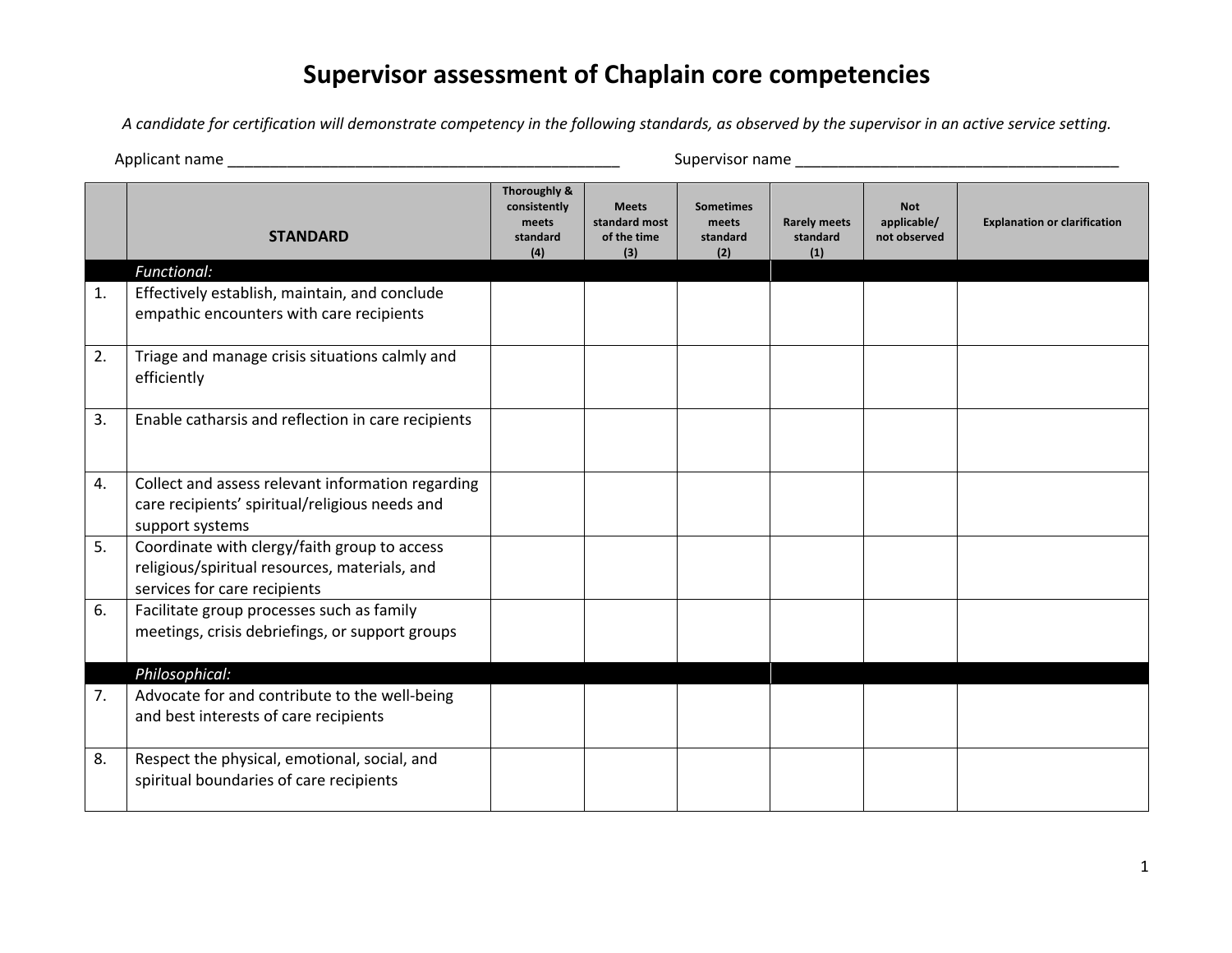# Supervisor assessment of Chaplain core competencies

*A candidate for certification will demonstrate competency in the following standards, as observed by the supervisor in an active service setting.*

Applicant name ________________________________________________ Supervisor name _______________________________________

| | STANDARD | Thoroughly & consistently meets standard (4) | Meets standard most of the time (3) | Sometimes meets standard (2) | Rarely meets standard (1) | Not applicable/ not observed | Explanation or clarification |
|---|---|---|---|---|---|---|---|
| | *Functional:* | | | | | | |
| 1. | Effectively establish, maintain, and conclude empathic encounters with care recipients | | | | | | |
| 2. | Triage and manage crisis situations calmly and efficiently | | | | | | |
| 3. | Enable catharsis and reflection in care recipients | | | | | | |
| 4. | Collect and assess relevant information regarding care recipients' spiritual/religious needs and support systems | | | | | | |
| 5. | Coordinate with clergy/faith group to access religious/spiritual resources, materials, and services for care recipients | | | | | | |
| 6. | Facilitate group processes such as family meetings, crisis debriefings, or support groups | | | | | | |
| | *Philosophical:* | | | | | | |
| 7. | Advocate for and contribute to the well-being and best interests of care recipients | | | | | | |
| 8. | Respect the physical, emotional, social, and spiritual boundaries of care recipients | | | | | | |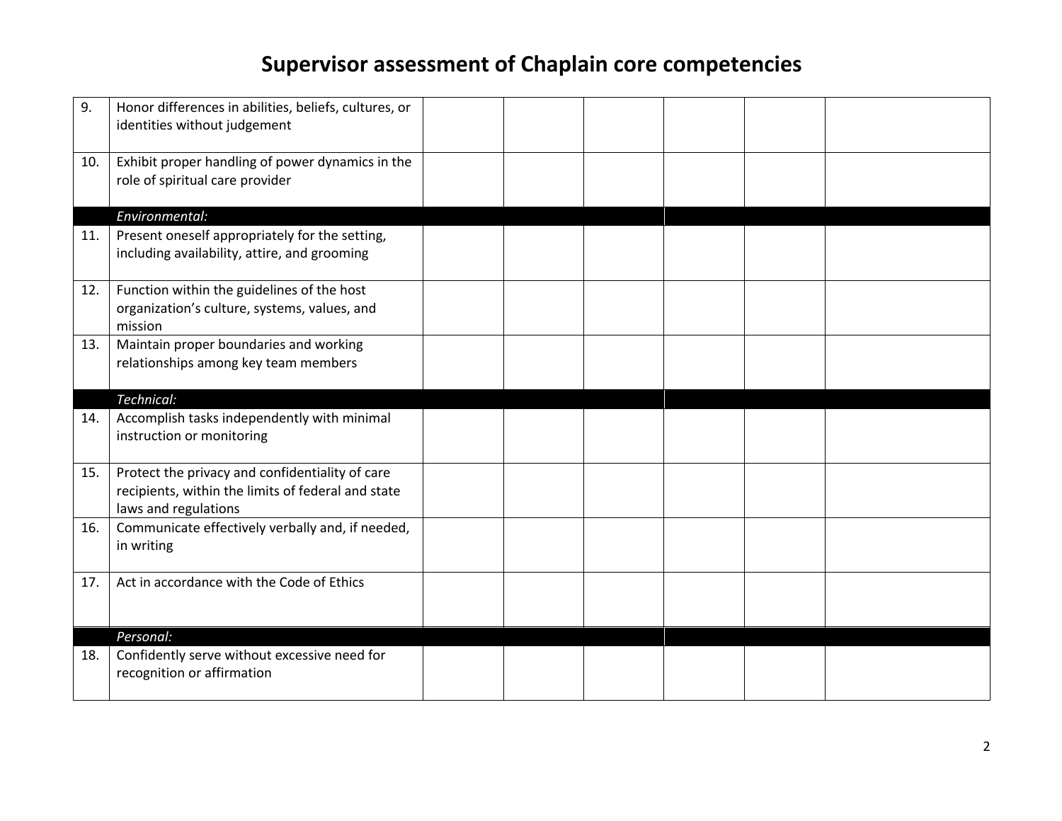# Supervisor assessment of Chaplain core competencies

| | | | | | | | |
|---|---|---|---|---|---|---|---|
| 9. | Honor differences in abilities, beliefs, cultures, or identities without judgement | | | | | | |
| 10. | Exhibit proper handling of power dynamics in the role of spiritual care provider | | | | | | |
| | *Environmental:* | | | | | | |
| 11. | Present oneself appropriately for the setting, including availability, attire, and grooming | | | | | | |
| 12. | Function within the guidelines of the host organization's culture, systems, values, and mission | | | | | | |
| 13. | Maintain proper boundaries and working relationships among key team members | | | | | | |
| | *Technical:* | | | | | | |
| 14. | Accomplish tasks independently with minimal instruction or monitoring | | | | | | |
| 15. | Protect the privacy and confidentiality of care recipients, within the limits of federal and state laws and regulations | | | | | | |
| 16. | Communicate effectively verbally and, if needed, in writing | | | | | | |
| 17. | Act in accordance with the Code of Ethics | | | | | | |
| | *Personal:* | | | | | | |
| 18. | Confidently serve without excessive need for recognition or affirmation | | | | | | |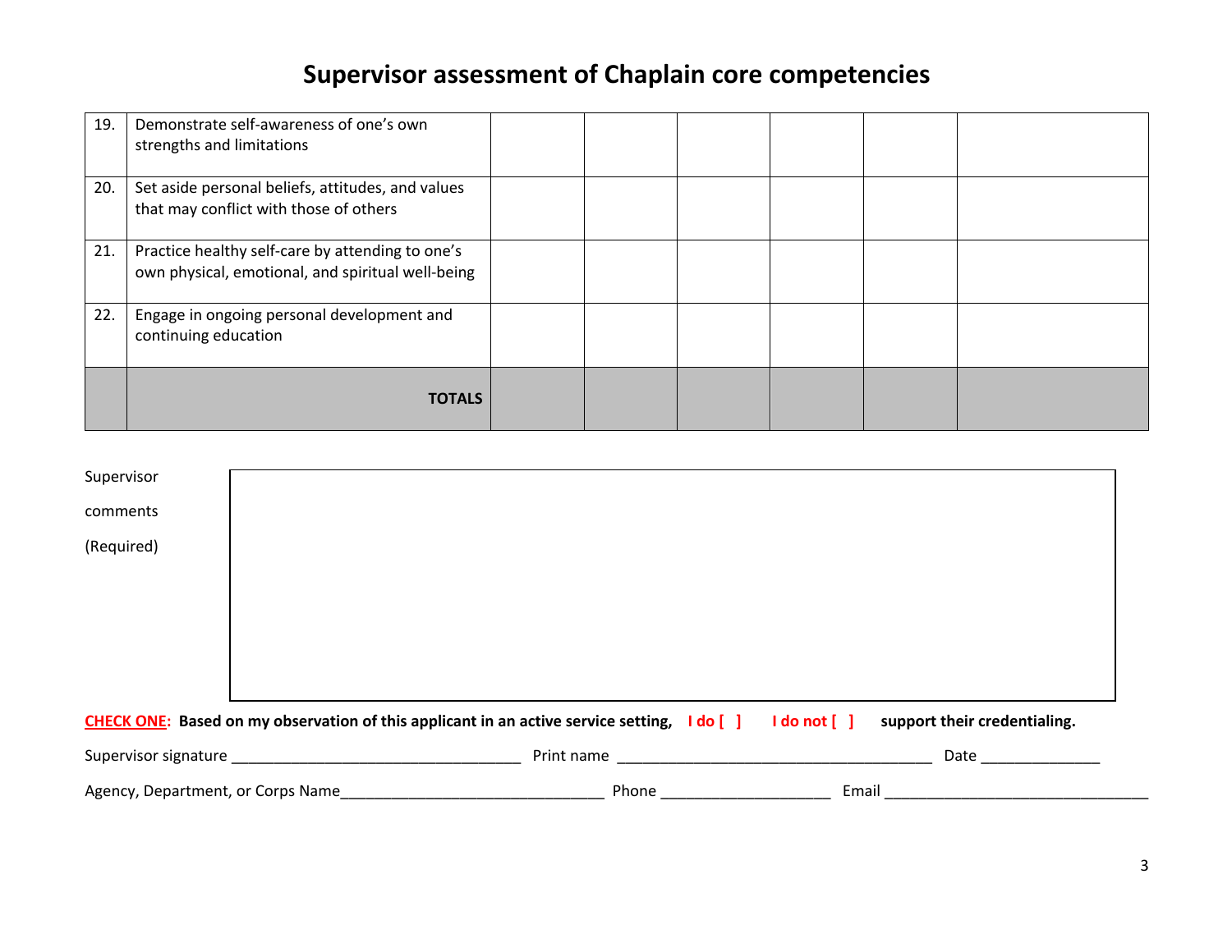# Supervisor assessment of Chaplain core competencies

| | | | | | | | |
|---|---|---|---|---|---|---|---|
| 19. | Demonstrate self-awareness of one's own strengths and limitations | | | | | | |
| 20. | Set aside personal beliefs, attitudes, and values that may conflict with those of others | | | | | | |
| 21. | Practice healthy self-care by attending to one's own physical, emotional, and spiritual well-being | | | | | | |
| 22. | Engage in ongoing personal development and continuing education | | | | | | |
| | **TOTALS** | | | | | | |

Supervisor comments (Required)

| |
|---|
| |

**CHECK ONE: Based on my observation of this applicant in an active service setting, I do [ ] I do not [ ] support their credentialing.**

Supervisor signature ___________________________________ Print name ______________________________________ Date ______________

Agency, Department, or Corps Name_______________________________ Phone ____________________ Email _______________________________